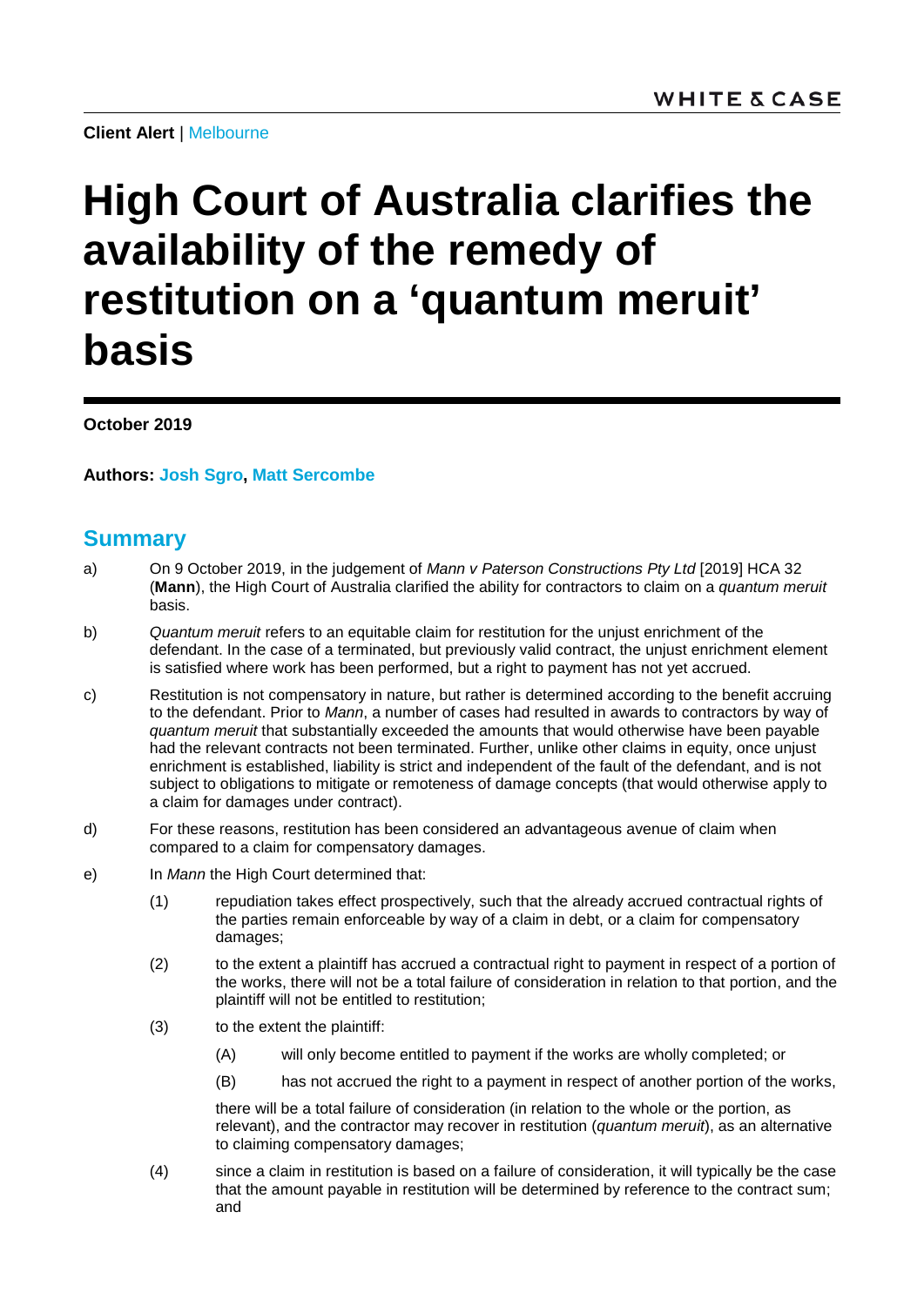**Client Alert** | Melbourne

# High Court of Australia clarifies the availability of the remedy of restitution on a 'quantum meruit' basis

**October 2019**

**Authors: Josh Sgro, Matt Sercombe**

## Summary

a) On 9 October 2019, in the judgement of *Mann v Paterson Constructions Pty Ltd* [2019] HCA 32 (**Mann**), the High Court of Australia clarified the ability for contractors to claim on a *quantum meruit* basis.

b) *Quantum meruit* refers to an equitable claim for restitution for the unjust enrichment of the defendant. In the case of a terminated, but previously valid contract, the unjust enrichment element is satisfied where work has been performed, but a right to payment has not yet accrued.

c) Restitution is not compensatory in nature, but rather is determined according to the benefit accruing to the defendant. Prior to *Mann*, a number of cases had resulted in awards to contractors by way of *quantum meruit* that substantially exceeded the amounts that would otherwise have been payable had the relevant contracts not been terminated. Further, unlike other claims in equity, once unjust enrichment is established, liability is strict and independent of the fault of the defendant, and is not subject to obligations to mitigate or remoteness of damage concepts (that would otherwise apply to a claim for damages under contract).

d) For these reasons, restitution has been considered an advantageous avenue of claim when compared to a claim for compensatory damages.

e) In *Mann* the High Court determined that:

   (1) repudiation takes effect prospectively, such that the already accrued contractual rights of the parties remain enforceable by way of a claim in debt, or a claim for compensatory damages;

   (2) to the extent a plaintiff has accrued a contractual right to payment in respect of a portion of the works, there will not be a total failure of consideration in relation to that portion, and the plaintiff will not be entitled to restitution;

   (3) to the extent the plaintiff:

      (A) will only become entitled to payment if the works are wholly completed; or

      (B) has not accrued the right to a payment in respect of another portion of the works,

   there will be a total failure of consideration (in relation to the whole or the portion, as relevant), and the contractor may recover in restitution (*quantum meruit*), as an alternative to claiming compensatory damages;

   (4) since a claim in restitution is based on a failure of consideration, it will typically be the case that the amount payable in restitution will be determined by reference to the contract sum; and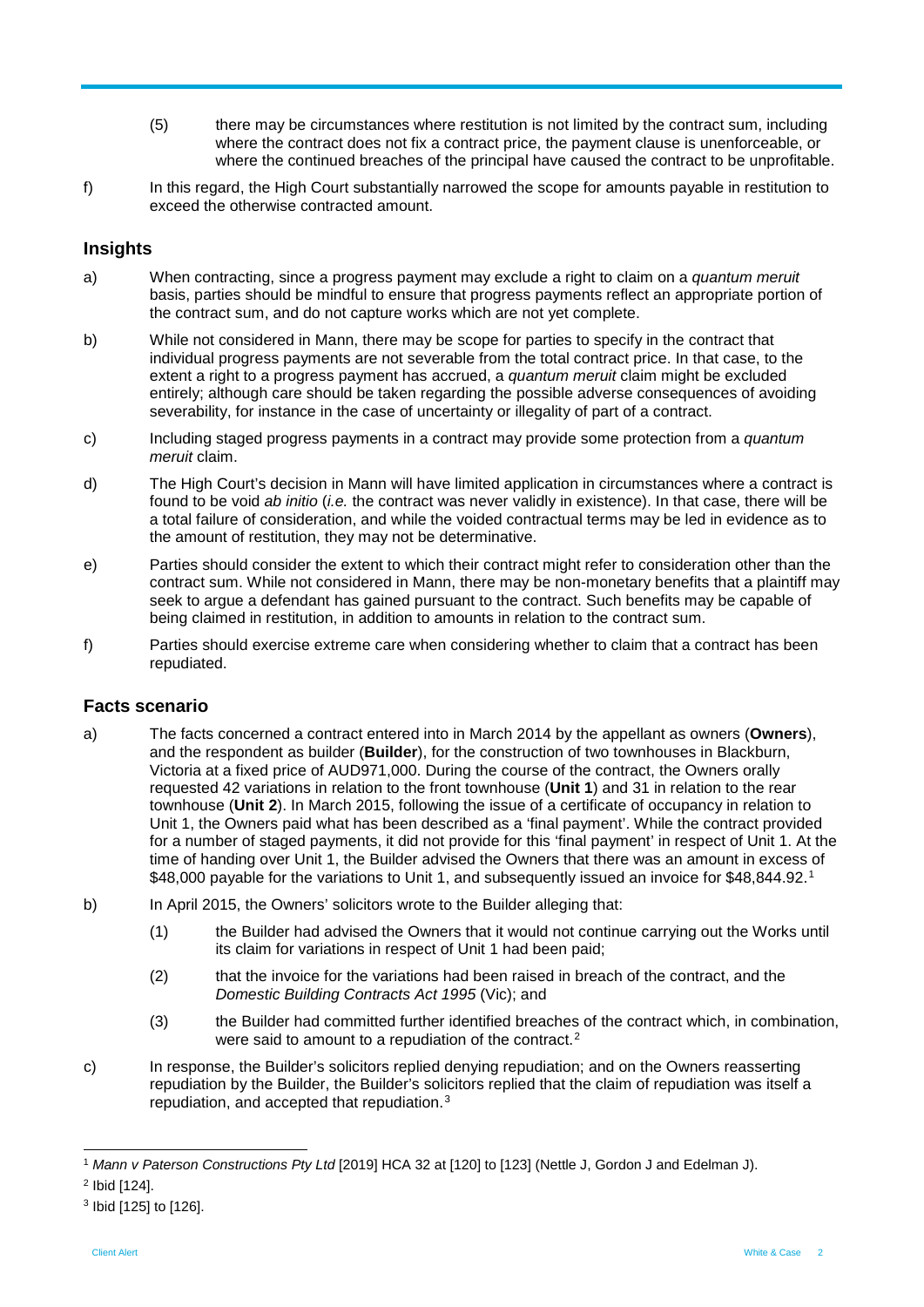(5) there may be circumstances where restitution is not limited by the contract sum, including where the contract does not fix a contract price, the payment clause is unenforceable, or where the continued breaches of the principal have caused the contract to be unprofitable.

f) In this regard, the High Court substantially narrowed the scope for amounts payable in restitution to exceed the otherwise contracted amount.

## Insights

a) When contracting, since a progress payment may exclude a right to claim on a *quantum meruit* basis, parties should be mindful to ensure that progress payments reflect an appropriate portion of the contract sum, and do not capture works which are not yet complete.

b) While not considered in Mann, there may be scope for parties to specify in the contract that individual progress payments are not severable from the total contract price. In that case, to the extent a right to a progress payment has accrued, a *quantum meruit* claim might be excluded entirely; although care should be taken regarding the possible adverse consequences of avoiding severability, for instance in the case of uncertainty or illegality of part of a contract.

c) Including staged progress payments in a contract may provide some protection from a *quantum meruit* claim.

d) The High Court's decision in Mann will have limited application in circumstances where a contract is found to be void *ab initio* (*i.e.* the contract was never validly in existence). In that case, there will be a total failure of consideration, and while the voided contractual terms may be led in evidence as to the amount of restitution, they may not be determinative.

e) Parties should consider the extent to which their contract might refer to consideration other than the contract sum. While not considered in Mann, there may be non-monetary benefits that a plaintiff may seek to argue a defendant has gained pursuant to the contract. Such benefits may be capable of being claimed in restitution, in addition to amounts in relation to the contract sum.

f) Parties should exercise extreme care when considering whether to claim that a contract has been repudiated.

## Facts scenario

a) The facts concerned a contract entered into in March 2014 by the appellant as owners (**Owners**), and the respondent as builder (**Builder**), for the construction of two townhouses in Blackburn, Victoria at a fixed price of AUD971,000. During the course of the contract, the Owners orally requested 42 variations in relation to the front townhouse (**Unit 1**) and 31 in relation to the rear townhouse (**Unit 2**). In March 2015, following the issue of a certificate of occupancy in relation to Unit 1, the Owners paid what has been described as a 'final payment'. While the contract provided for a number of staged payments, it did not provide for this 'final payment' in respect of Unit 1. At the time of handing over Unit 1, the Builder advised the Owners that there was an amount in excess of \$48,000 payable for the variations to Unit 1, and subsequently issued an invoice for \$48,844.92.[1]

b) In April 2015, the Owners' solicitors wrote to the Builder alleging that:

(1) the Builder had advised the Owners that it would not continue carrying out the Works until its claim for variations in respect of Unit 1 had been paid;

(2) that the invoice for the variations had been raised in breach of the contract, and the *Domestic Building Contracts Act 1995* (Vic); and

(3) the Builder had committed further identified breaches of the contract which, in combination, were said to amount to a repudiation of the contract.[2]

c) In response, the Builder's solicitors replied denying repudiation; and on the Owners reasserting repudiation by the Builder, the Builder's solicitors replied that the claim of repudiation was itself a repudiation, and accepted that repudiation.[3]

---

[1] *Mann v Paterson Constructions Pty Ltd* [2019] HCA 32 at [120] to [123] (Nettle J, Gordon J and Edelman J).

[2] Ibid [124].

[3] Ibid [125] to [126].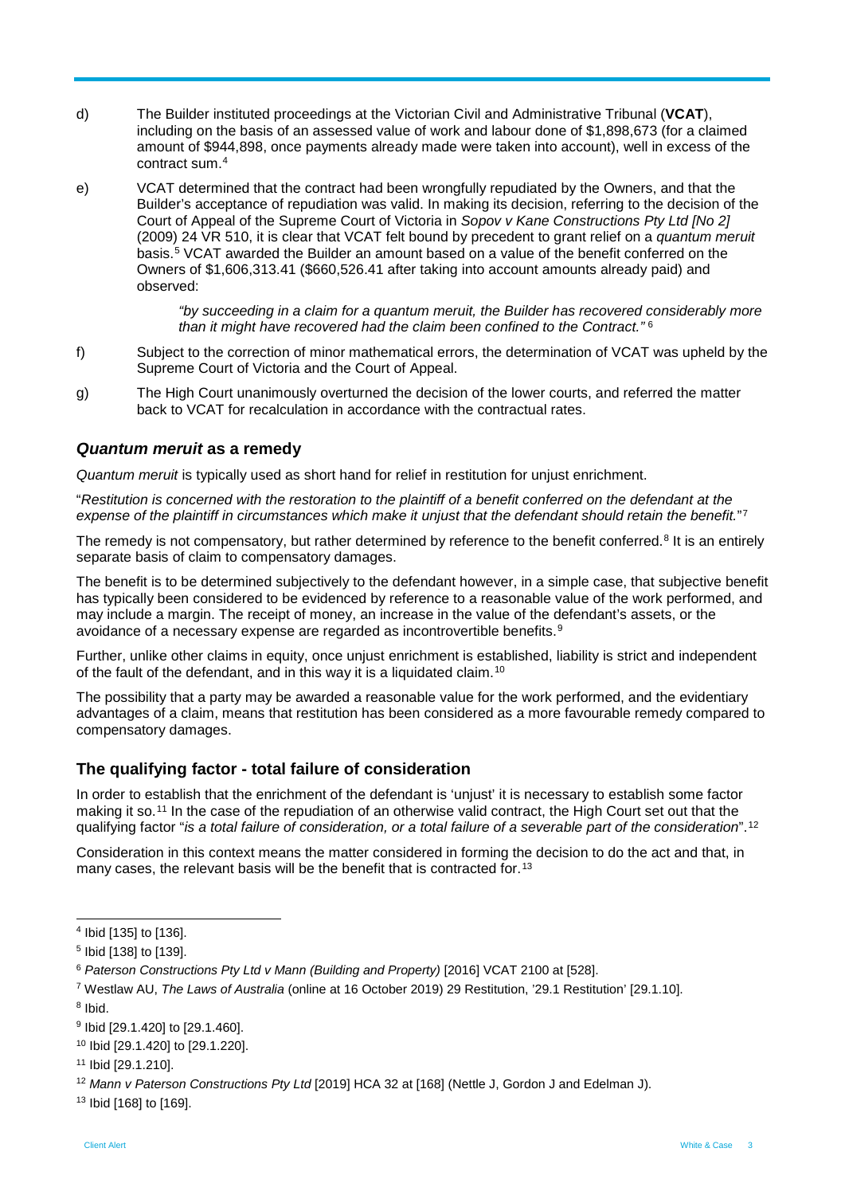d) The Builder instituted proceedings at the Victorian Civil and Administrative Tribunal (**VCAT**), including on the basis of an assessed value of work and labour done of $1,898,673 (for a claimed amount of $944,898, once payments already made were taken into account), well in excess of the contract sum.[4]

e) VCAT determined that the contract had been wrongfully repudiated by the Owners, and that the Builder's acceptance of repudiation was valid. In making its decision, referring to the decision of the Court of Appeal of the Supreme Court of Victoria in *Sopov v Kane Constructions Pty Ltd [No 2]* (2009) 24 VR 510, it is clear that VCAT felt bound by precedent to grant relief on a *quantum meruit* basis.[5] VCAT awarded the Builder an amount based on a value of the benefit conferred on the Owners of $1,606,313.41 ($660,526.41 after taking into account amounts already paid) and observed:

> *"by succeeding in a claim for a quantum meruit, the Builder has recovered considerably more than it might have recovered had the claim been confined to the Contract."* [6]

f) Subject to the correction of minor mathematical errors, the determination of VCAT was upheld by the Supreme Court of Victoria and the Court of Appeal.

g) The High Court unanimously overturned the decision of the lower courts, and referred the matter back to VCAT for recalculation in accordance with the contractual rates.

## *Quantum meruit* as a remedy

*Quantum meruit* is typically used as short hand for relief in restitution for unjust enrichment.

"*Restitution is concerned with the restoration to the plaintiff of a benefit conferred on the defendant at the expense of the plaintiff in circumstances which make it unjust that the defendant should retain the benefit.*"[7]

The remedy is not compensatory, but rather determined by reference to the benefit conferred.[8] It is an entirely separate basis of claim to compensatory damages.

The benefit is to be determined subjectively to the defendant however, in a simple case, that subjective benefit has typically been considered to be evidenced by reference to a reasonable value of the work performed, and may include a margin. The receipt of money, an increase in the value of the defendant's assets, or the avoidance of a necessary expense are regarded as incontrovertible benefits.[9]

Further, unlike other claims in equity, once unjust enrichment is established, liability is strict and independent of the fault of the defendant, and in this way it is a liquidated claim.[10]

The possibility that a party may be awarded a reasonable value for the work performed, and the evidentiary advantages of a claim, means that restitution has been considered as a more favourable remedy compared to compensatory damages.

## The qualifying factor - total failure of consideration

In order to establish that the enrichment of the defendant is 'unjust' it is necessary to establish some factor making it so.[11] In the case of the repudiation of an otherwise valid contract, the High Court set out that the qualifying factor "*is a total failure of consideration, or a total failure of a severable part of the consideration*".[12]

Consideration in this context means the matter considered in forming the decision to do the act and that, in many cases, the relevant basis will be the benefit that is contracted for.[13]

---

[4] Ibid [135] to [136].

[5] Ibid [138] to [139].

[6] *Paterson Constructions Pty Ltd v Mann (Building and Property)* [2016] VCAT 2100 at [528].

[7] Westlaw AU, *The Laws of Australia* (online at 16 October 2019) 29 Restitution, '29.1 Restitution' [29.1.10].

[8] Ibid.

[9] Ibid [29.1.420] to [29.1.460].

[10] Ibid [29.1.420] to [29.1.220].

[11] Ibid [29.1.210].

[12] *Mann v Paterson Constructions Pty Ltd* [2019] HCA 32 at [168] (Nettle J, Gordon J and Edelman J).

[13] Ibid [168] to [169].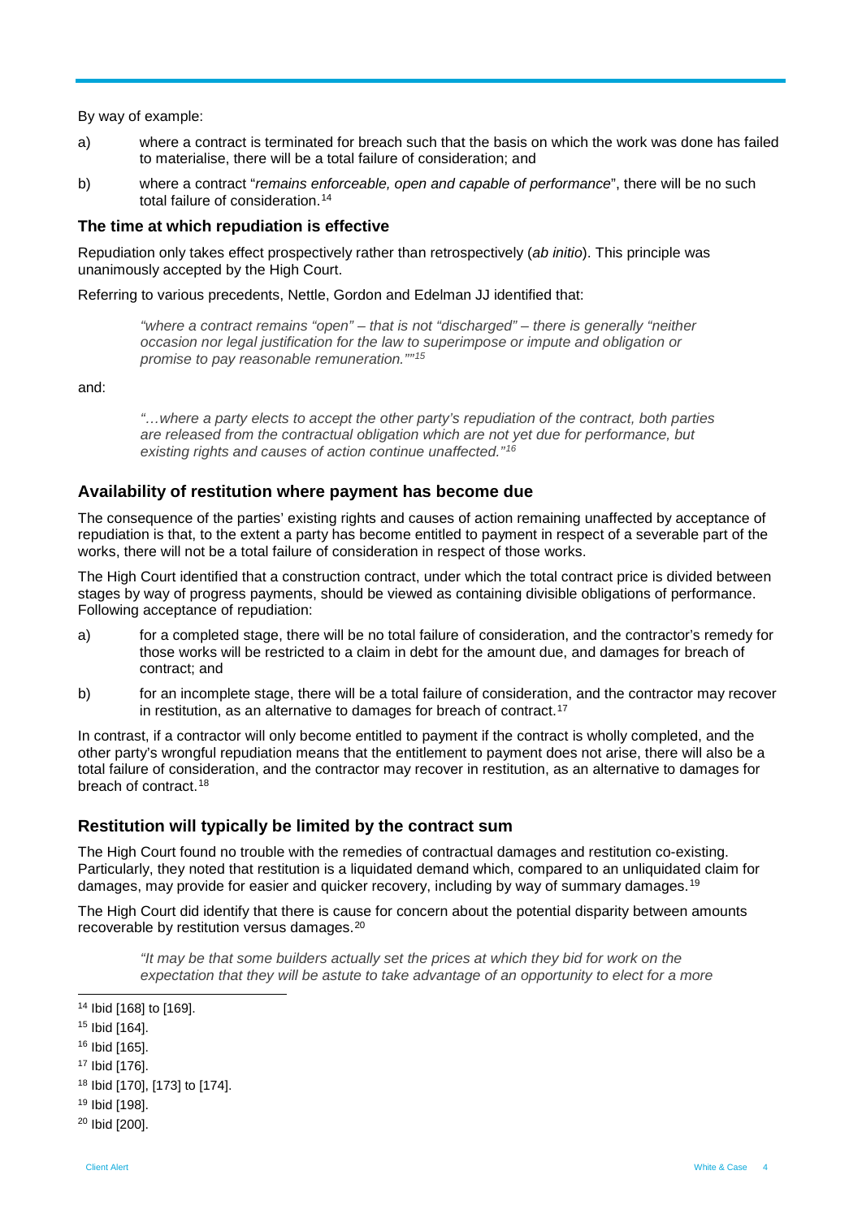By way of example:

a) where a contract is terminated for breach such that the basis on which the work was done has failed to materialise, there will be a total failure of consideration; and

b) where a contract "*remains enforceable, open and capable of performance*", there will be no such total failure of consideration.[14]

### The time at which repudiation is effective

Repudiation only takes effect prospectively rather than retrospectively (*ab initio*). This principle was unanimously accepted by the High Court.

Referring to various precedents, Nettle, Gordon and Edelman JJ identified that:

> *"where a contract remains "open" – that is not "discharged" – there is generally "neither occasion nor legal justification for the law to superimpose or impute and obligation or promise to pay reasonable remuneration.""*[15]

and:

> *"…where a party elects to accept the other party's repudiation of the contract, both parties are released from the contractual obligation which are not yet due for performance, but existing rights and causes of action continue unaffected."*[16]

### Availability of restitution where payment has become due

The consequence of the parties' existing rights and causes of action remaining unaffected by acceptance of repudiation is that, to the extent a party has become entitled to payment in respect of a severable part of the works, there will not be a total failure of consideration in respect of those works.

The High Court identified that a construction contract, under which the total contract price is divided between stages by way of progress payments, should be viewed as containing divisible obligations of performance. Following acceptance of repudiation:

a) for a completed stage, there will be no total failure of consideration, and the contractor's remedy for those works will be restricted to a claim in debt for the amount due, and damages for breach of contract; and

b) for an incomplete stage, there will be a total failure of consideration, and the contractor may recover in restitution, as an alternative to damages for breach of contract.[17]

In contrast, if a contractor will only become entitled to payment if the contract is wholly completed, and the other party's wrongful repudiation means that the entitlement to payment does not arise, there will also be a total failure of consideration, and the contractor may recover in restitution, as an alternative to damages for breach of contract.[18]

### Restitution will typically be limited by the contract sum

The High Court found no trouble with the remedies of contractual damages and restitution co-existing. Particularly, they noted that restitution is a liquidated demand which, compared to an unliquidated claim for damages, may provide for easier and quicker recovery, including by way of summary damages.[19]

The High Court did identify that there is cause for concern about the potential disparity between amounts recoverable by restitution versus damages.[20]

> *"It may be that some builders actually set the prices at which they bid for work on the expectation that they will be astute to take advantage of an opportunity to elect for a more*

---

[14] Ibid [168] to [169].

[15] Ibid [164].

[16] Ibid [165].

[17] Ibid [176].

[18] Ibid [170], [173] to [174].

[19] Ibid [198].

[20] Ibid [200].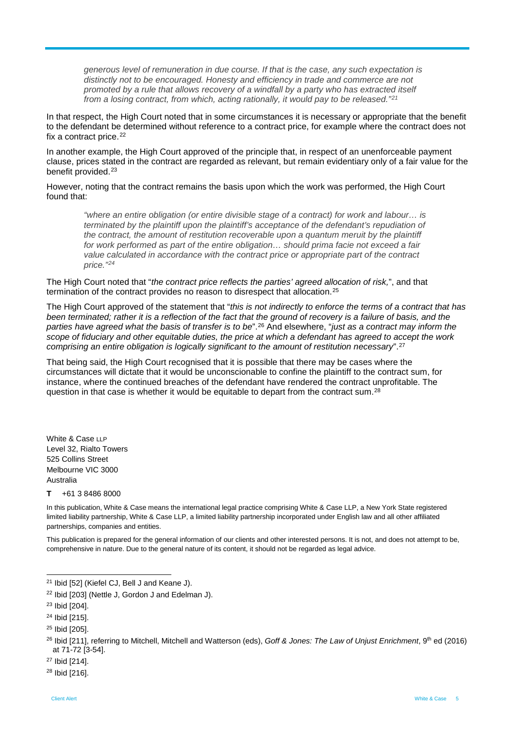> *generous level of remuneration in due course. If that is the case, any such expectation is distinctly not to be encouraged. Honesty and efficiency in trade and commerce are not promoted by a rule that allows recovery of a windfall by a party who has extracted itself from a losing contract, from which, acting rationally, it would pay to be released."*[21]

In that respect, the High Court noted that in some circumstances it is necessary or appropriate that the benefit to the defendant be determined without reference to a contract price, for example where the contract does not fix a contract price.[22]

In another example, the High Court approved of the principle that, in respect of an unenforceable payment clause, prices stated in the contract are regarded as relevant, but remain evidentiary only of a fair value for the benefit provided.[23]

However, noting that the contract remains the basis upon which the work was performed, the High Court found that:

> *"where an entire obligation (or entire divisible stage of a contract) for work and labour… is terminated by the plaintiff upon the plaintiff's acceptance of the defendant's repudiation of the contract, the amount of restitution recoverable upon a quantum meruit by the plaintiff for work performed as part of the entire obligation… should prima facie not exceed a fair value calculated in accordance with the contract price or appropriate part of the contract price."*[24]

The High Court noted that "*the contract price reflects the parties' agreed allocation of risk,*", and that termination of the contract provides no reason to disrespect that allocation.[25]

The High Court approved of the statement that "*this is not indirectly to enforce the terms of a contract that has been terminated; rather it is a reflection of the fact that the ground of recovery is a failure of basis, and the parties have agreed what the basis of transfer is to be*".[26] And elsewhere, "*just as a contract may inform the scope of fiduciary and other equitable duties, the price at which a defendant has agreed to accept the work comprising an entire obligation is logically significant to the amount of restitution necessary*".[27]

That being said, the High Court recognised that it is possible that there may be cases where the circumstances will dictate that it would be unconscionable to confine the plaintiff to the contract sum, for instance, where the continued breaches of the defendant have rendered the contract unprofitable. The question in that case is whether it would be equitable to depart from the contract sum.[28]

White & Case LLP
Level 32, Rialto Towers
525 Collins Street
Melbourne VIC 3000
Australia

**T** +61 3 8486 8000

In this publication, White & Case means the international legal practice comprising White & Case LLP, a New York State registered limited liability partnership, White & Case LLP, a limited liability partnership incorporated under English law and all other affiliated partnerships, companies and entities.

This publication is prepared for the general information of our clients and other interested persons. It is not, and does not attempt to be, comprehensive in nature. Due to the general nature of its content, it should not be regarded as legal advice.

---

[21] Ibid [52] (Kiefel CJ, Bell J and Keane J).

[22] Ibid [203] (Nettle J, Gordon J and Edelman J).

[23] Ibid [204].

[24] Ibid [215].

[25] Ibid [205].

[26] Ibid [211], referring to Mitchell, Mitchell and Watterson (eds), *Goff & Jones: The Law of Unjust Enrichment*, 9th ed (2016) at 71-72 [3-54].

[27] Ibid [214].

[28] Ibid [216].